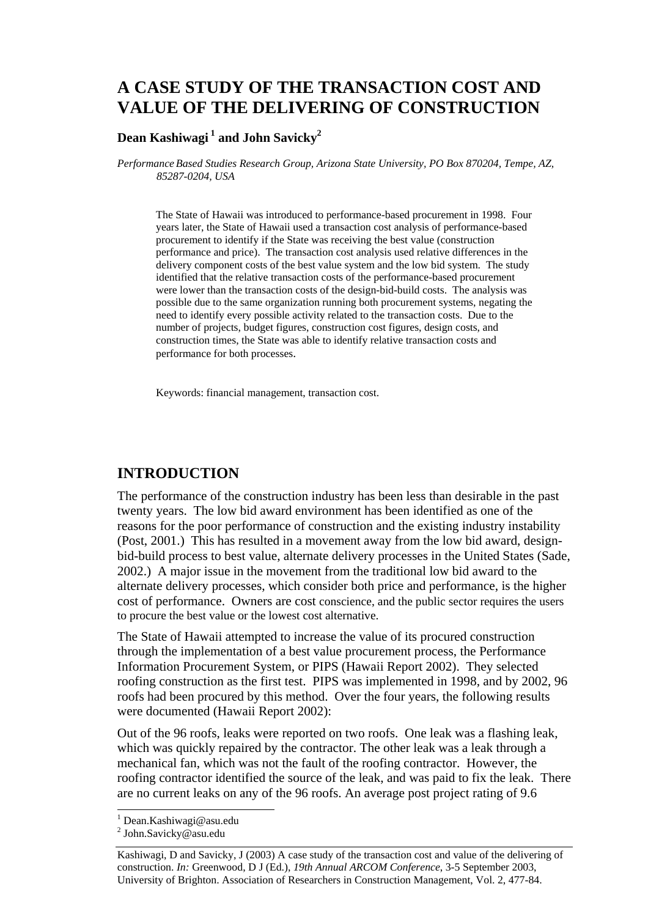# A CASE STUDY OF THE TRANSACTION COST AND VALUE OF THE DELIVERING OF CONSTRUCTION

**Dean Kashiwagi [1] and John Savicky[2]**

*Performance Based Studies Research Group, Arizona State University, PO Box 870204, Tempe, AZ, 85287-0204, USA*

The State of Hawaii was introduced to performance-based procurement in 1998. Four years later, the State of Hawaii used a transaction cost analysis of performance-based procurement to identify if the State was receiving the best value (construction performance and price). The transaction cost analysis used relative differences in the delivery component costs of the best value system and the low bid system. The study identified that the relative transaction costs of the performance-based procurement were lower than the transaction costs of the design-bid-build costs. The analysis was possible due to the same organization running both procurement systems, negating the need to identify every possible activity related to the transaction costs. Due to the number of projects, budget figures, construction cost figures, design costs, and construction times, the State was able to identify relative transaction costs and performance for both processes.

Keywords: financial management, transaction cost.

## INTRODUCTION

The performance of the construction industry has been less than desirable in the past twenty years. The low bid award environment has been identified as one of the reasons for the poor performance of construction and the existing industry instability (Post, 2001.) This has resulted in a movement away from the low bid award, design-bid-build process to best value, alternate delivery processes in the United States (Sade, 2002.) A major issue in the movement from the traditional low bid award to the alternate delivery processes, which consider both price and performance, is the higher cost of performance. Owners are cost conscience, and the public sector requires the users to procure the best value or the lowest cost alternative.

The State of Hawaii attempted to increase the value of its procured construction through the implementation of a best value procurement process, the Performance Information Procurement System, or PIPS (Hawaii Report 2002). They selected roofing construction as the first test. PIPS was implemented in 1998, and by 2002, 96 roofs had been procured by this method. Over the four years, the following results were documented (Hawaii Report 2002):

Out of the 96 roofs, leaks were reported on two roofs. One leak was a flashing leak, which was quickly repaired by the contractor. The other leak was a leak through a mechanical fan, which was not the fault of the roofing contractor. However, the roofing contractor identified the source of the leak, and was paid to fix the leak. There are no current leaks on any of the 96 roofs. An average post project rating of 9.6

[1] Dean.Kashiwagi@asu.edu
[2] John.Savicky@asu.edu

Kashiwagi, D and Savicky, J (2003) A case study of the transaction cost and value of the delivering of construction. *In:* Greenwood, D J (Ed.), *19th Annual ARCOM Conference*, 3-5 September 2003, University of Brighton. Association of Researchers in Construction Management, Vol. 2, 477-84.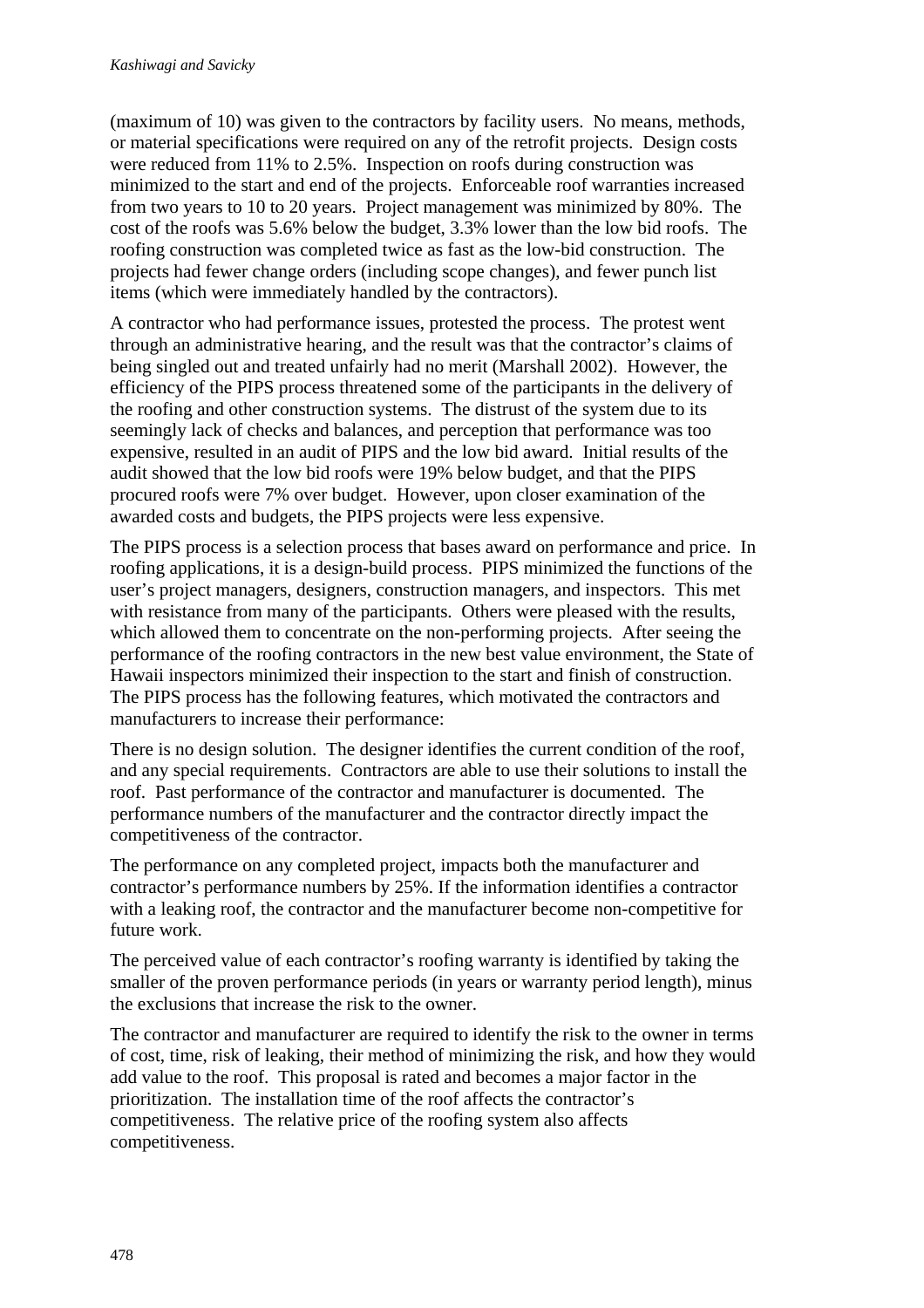(maximum of 10) was given to the contractors by facility users. No means, methods, or material specifications were required on any of the retrofit projects. Design costs were reduced from 11% to 2.5%. Inspection on roofs during construction was minimized to the start and end of the projects. Enforceable roof warranties increased from two years to 10 to 20 years. Project management was minimized by 80%. The cost of the roofs was 5.6% below the budget, 3.3% lower than the low bid roofs. The roofing construction was completed twice as fast as the low-bid construction. The projects had fewer change orders (including scope changes), and fewer punch list items (which were immediately handled by the contractors).

A contractor who had performance issues, protested the process. The protest went through an administrative hearing, and the result was that the contractor's claims of being singled out and treated unfairly had no merit (Marshall 2002). However, the efficiency of the PIPS process threatened some of the participants in the delivery of the roofing and other construction systems. The distrust of the system due to its seemingly lack of checks and balances, and perception that performance was too expensive, resulted in an audit of PIPS and the low bid award. Initial results of the audit showed that the low bid roofs were 19% below budget, and that the PIPS procured roofs were 7% over budget. However, upon closer examination of the awarded costs and budgets, the PIPS projects were less expensive.

The PIPS process is a selection process that bases award on performance and price. In roofing applications, it is a design-build process. PIPS minimized the functions of the user's project managers, designers, construction managers, and inspectors. This met with resistance from many of the participants. Others were pleased with the results, which allowed them to concentrate on the non-performing projects. After seeing the performance of the roofing contractors in the new best value environment, the State of Hawaii inspectors minimized their inspection to the start and finish of construction. The PIPS process has the following features, which motivated the contractors and manufacturers to increase their performance:

There is no design solution. The designer identifies the current condition of the roof, and any special requirements. Contractors are able to use their solutions to install the roof. Past performance of the contractor and manufacturer is documented. The performance numbers of the manufacturer and the contractor directly impact the competitiveness of the contractor.

The performance on any completed project, impacts both the manufacturer and contractor's performance numbers by 25%. If the information identifies a contractor with a leaking roof, the contractor and the manufacturer become non-competitive for future work.

The perceived value of each contractor's roofing warranty is identified by taking the smaller of the proven performance periods (in years or warranty period length), minus the exclusions that increase the risk to the owner.

The contractor and manufacturer are required to identify the risk to the owner in terms of cost, time, risk of leaking, their method of minimizing the risk, and how they would add value to the roof. This proposal is rated and becomes a major factor in the prioritization. The installation time of the roof affects the contractor's competitiveness. The relative price of the roofing system also affects competitiveness.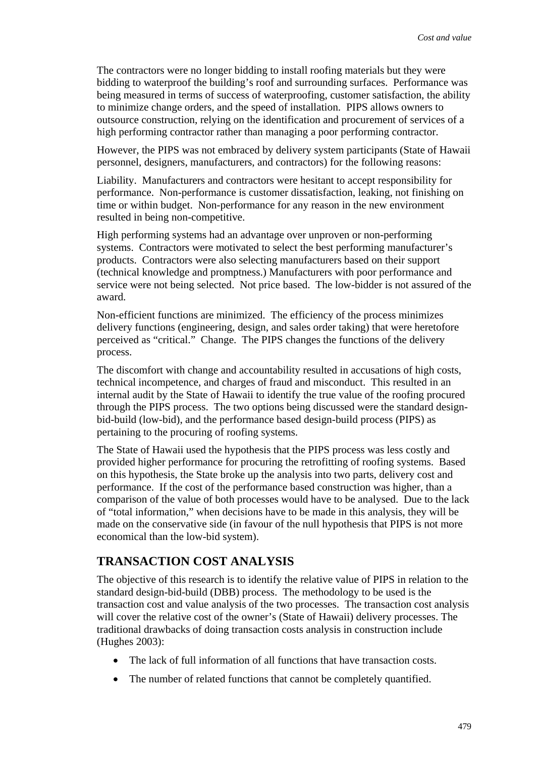The contractors were no longer bidding to install roofing materials but they were bidding to waterproof the building's roof and surrounding surfaces. Performance was being measured in terms of success of waterproofing, customer satisfaction, the ability to minimize change orders, and the speed of installation. PIPS allows owners to outsource construction, relying on the identification and procurement of services of a high performing contractor rather than managing a poor performing contractor.

However, the PIPS was not embraced by delivery system participants (State of Hawaii personnel, designers, manufacturers, and contractors) for the following reasons:

Liability. Manufacturers and contractors were hesitant to accept responsibility for performance. Non-performance is customer dissatisfaction, leaking, not finishing on time or within budget. Non-performance for any reason in the new environment resulted in being non-competitive.

High performing systems had an advantage over unproven or non-performing systems. Contractors were motivated to select the best performing manufacturer's products. Contractors were also selecting manufacturers based on their support (technical knowledge and promptness.) Manufacturers with poor performance and service were not being selected. Not price based. The low-bidder is not assured of the award.

Non-efficient functions are minimized. The efficiency of the process minimizes delivery functions (engineering, design, and sales order taking) that were heretofore perceived as "critical." Change. The PIPS changes the functions of the delivery process.

The discomfort with change and accountability resulted in accusations of high costs, technical incompetence, and charges of fraud and misconduct. This resulted in an internal audit by the State of Hawaii to identify the true value of the roofing procured through the PIPS process. The two options being discussed were the standard design-bid-build (low-bid), and the performance based design-build process (PIPS) as pertaining to the procuring of roofing systems.

The State of Hawaii used the hypothesis that the PIPS process was less costly and provided higher performance for procuring the retrofitting of roofing systems. Based on this hypothesis, the State broke up the analysis into two parts, delivery cost and performance. If the cost of the performance based construction was higher, than a comparison of the value of both processes would have to be analysed. Due to the lack of "total information," when decisions have to be made in this analysis, they will be made on the conservative side (in favour of the null hypothesis that PIPS is not more economical than the low-bid system).

## TRANSACTION COST ANALYSIS

The objective of this research is to identify the relative value of PIPS in relation to the standard design-bid-build (DBB) process. The methodology to be used is the transaction cost and value analysis of the two processes. The transaction cost analysis will cover the relative cost of the owner's (State of Hawaii) delivery processes. The traditional drawbacks of doing transaction costs analysis in construction include (Hughes 2003):

- The lack of full information of all functions that have transaction costs.
- The number of related functions that cannot be completely quantified.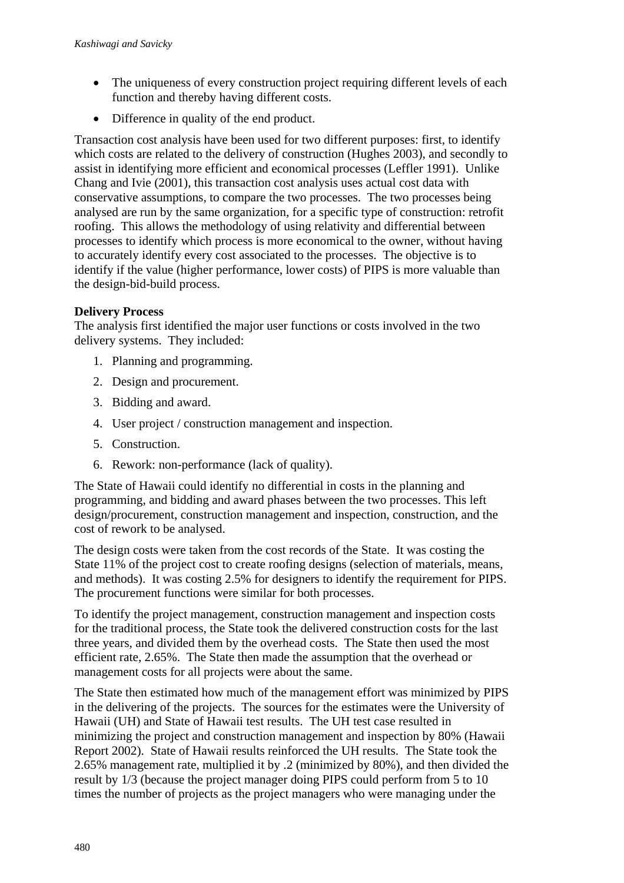- The uniqueness of every construction project requiring different levels of each function and thereby having different costs.
- Difference in quality of the end product.

Transaction cost analysis have been used for two different purposes: first, to identify which costs are related to the delivery of construction (Hughes 2003), and secondly to assist in identifying more efficient and economical processes (Leffler 1991). Unlike Chang and Ivie (2001), this transaction cost analysis uses actual cost data with conservative assumptions, to compare the two processes. The two processes being analysed are run by the same organization, for a specific type of construction: retrofit roofing. This allows the methodology of using relativity and differential between processes to identify which process is more economical to the owner, without having to accurately identify every cost associated to the processes. The objective is to identify if the value (higher performance, lower costs) of PIPS is more valuable than the design-bid-build process.

**Delivery Process**

The analysis first identified the major user functions or costs involved in the two delivery systems. They included:

1. Planning and programming.
2. Design and procurement.
3. Bidding and award.
4. User project / construction management and inspection.
5. Construction.
6. Rework: non-performance (lack of quality).

The State of Hawaii could identify no differential in costs in the planning and programming, and bidding and award phases between the two processes. This left design/procurement, construction management and inspection, construction, and the cost of rework to be analysed.

The design costs were taken from the cost records of the State. It was costing the State 11% of the project cost to create roofing designs (selection of materials, means, and methods). It was costing 2.5% for designers to identify the requirement for PIPS. The procurement functions were similar for both processes.

To identify the project management, construction management and inspection costs for the traditional process, the State took the delivered construction costs for the last three years, and divided them by the overhead costs. The State then used the most efficient rate, 2.65%. The State then made the assumption that the overhead or management costs for all projects were about the same.

The State then estimated how much of the management effort was minimized by PIPS in the delivering of the projects. The sources for the estimates were the University of Hawaii (UH) and State of Hawaii test results. The UH test case resulted in minimizing the project and construction management and inspection by 80% (Hawaii Report 2002). State of Hawaii results reinforced the UH results. The State took the 2.65% management rate, multiplied it by .2 (minimized by 80%), and then divided the result by 1/3 (because the project manager doing PIPS could perform from 5 to 10 times the number of projects as the project managers who were managing under the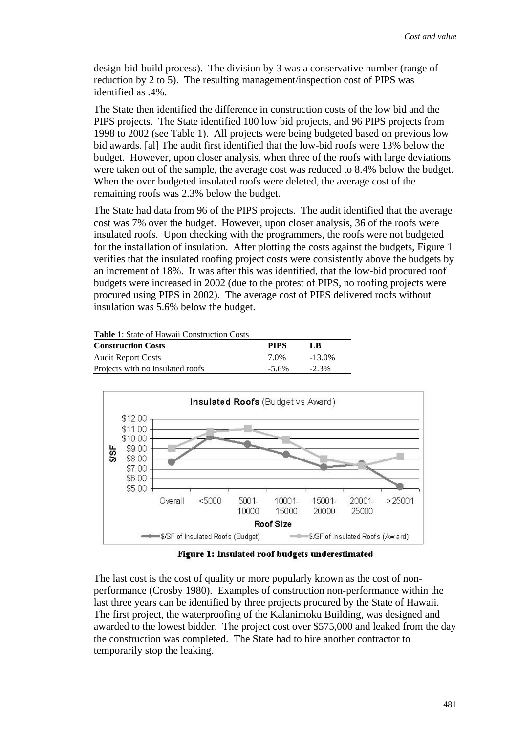design-bid-build process). The division by 3 was a conservative number (range of reduction by 2 to 5). The resulting management/inspection cost of PIPS was identified as .4%.

The State then identified the difference in construction costs of the low bid and the PIPS projects. The State identified 100 low bid projects, and 96 PIPS projects from 1998 to 2002 (see Table 1). All projects were being budgeted based on previous low bid awards. [al] The audit first identified that the low-bid roofs were 13% below the budget. However, upon closer analysis, when three of the roofs with large deviations were taken out of the sample, the average cost was reduced to 8.4% below the budget. When the over budgeted insulated roofs were deleted, the average cost of the remaining roofs was 2.3% below the budget.

The State had data from 96 of the PIPS projects. The audit identified that the average cost was 7% over the budget. However, upon closer analysis, 36 of the roofs were insulated roofs. Upon checking with the programmers, the roofs were not budgeted for the installation of insulation. After plotting the costs against the budgets, Figure 1 verifies that the insulated roofing project costs were consistently above the budgets by an increment of 18%. It was after this was identified, that the low-bid procured roof budgets were increased in 2002 (due to the protest of PIPS, no roofing projects were procured using PIPS in 2002). The average cost of PIPS delivered roofs without insulation was 5.6% below the budget.

**Table 1**: State of Hawaii Construction Costs

| Construction Costs | PIPS | LB |
|---|---|---|
| Audit Report Costs | 7.0% | -13.0% |
| Projects with no insulated roofs | -5.6% | -2.3% |

Insulated Roofs (Budget vs Award)

$/SF

$12.00
$11.00
$10.00
$9.00
$8.00
$7.00
$6.00
$5.00

Overall, <5000, 5001-10000, 10001-15000, 15001-20000, 20001-25000, >25001

Roof Size

$/SF of Insulated Roofs (Budget)
$/SF of Insulated Roofs (Award)

**Figure 1: Insulated roof budgets underestimated**

The last cost is the cost of quality or more popularly known as the cost of non-performance (Crosby 1980). Examples of construction non-performance within the last three years can be identified by three projects procured by the State of Hawaii. The first project, the waterproofing of the Kalanimoku Building, was designed and awarded to the lowest bidder. The project cost over $575,000 and leaked from the day the construction was completed. The State had to hire another contractor to temporarily stop the leaking.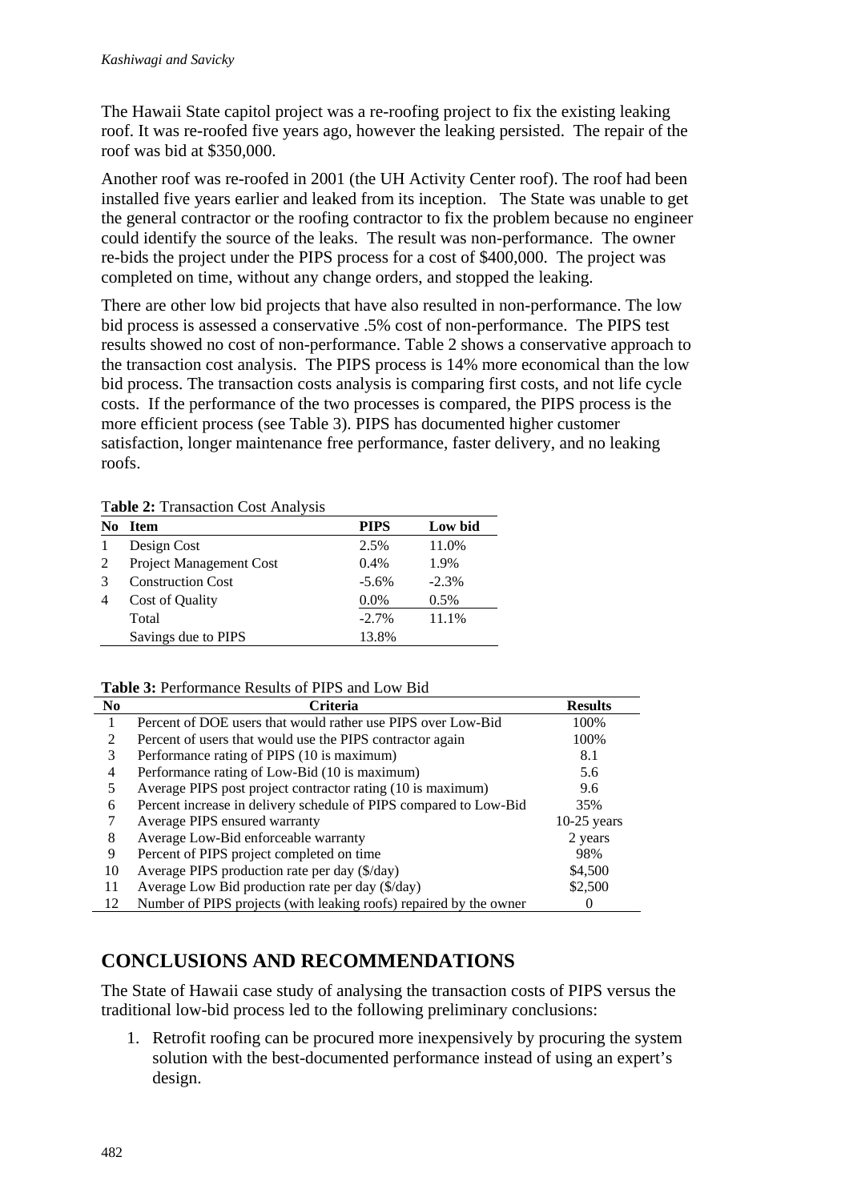The Hawaii State capitol project was a re-roofing project to fix the existing leaking roof. It was re-roofed five years ago, however the leaking persisted. The repair of the roof was bid at $350,000.

Another roof was re-roofed in 2001 (the UH Activity Center roof). The roof had been installed five years earlier and leaked from its inception. The State was unable to get the general contractor or the roofing contractor to fix the problem because no engineer could identify the source of the leaks. The result was non-performance. The owner re-bids the project under the PIPS process for a cost of $400,000. The project was completed on time, without any change orders, and stopped the leaking.

There are other low bid projects that have also resulted in non-performance. The low bid process is assessed a conservative .5% cost of non-performance. The PIPS test results showed no cost of non-performance. Table 2 shows a conservative approach to the transaction cost analysis. The PIPS process is 14% more economical than the low bid process. The transaction costs analysis is comparing first costs, and not life cycle costs. If the performance of the two processes is compared, the PIPS process is the more efficient process (see Table 3). PIPS has documented higher customer satisfaction, longer maintenance free performance, faster delivery, and no leaking roofs.

**Table 2:** Transaction Cost Analysis

| No | Item | PIPS | Low bid |
|---|---|---|---|
| 1 | Design Cost | 2.5% | 11.0% |
| 2 | Project Management Cost | 0.4% | 1.9% |
| 3 | Construction Cost | -5.6% | -2.3% |
| 4 | Cost of Quality | 0.0% | 0.5% |
| | Total | -2.7% | 11.1% |
| | Savings due to PIPS | 13.8% | |

**Table 3:** Performance Results of PIPS and Low Bid

| No | Criteria | Results |
|---|---|---|
| 1 | Percent of DOE users that would rather use PIPS over Low-Bid | 100% |
| 2 | Percent of users that would use the PIPS contractor again | 100% |
| 3 | Performance rating of PIPS (10 is maximum) | 8.1 |
| 4 | Performance rating of Low-Bid (10 is maximum) | 5.6 |
| 5 | Average PIPS post project contractor rating (10 is maximum) | 9.6 |
| 6 | Percent increase in delivery schedule of PIPS compared to Low-Bid | 35% |
| 7 | Average PIPS ensured warranty | 10-25 years |
| 8 | Average Low-Bid enforceable warranty | 2 years |
| 9 | Percent of PIPS project completed on time | 98% |
| 10 | Average PIPS production rate per day ($/day) | $4,500 |
| 11 | Average Low Bid production rate per day ($/day) | $2,500 |
| 12 | Number of PIPS projects (with leaking roofs) repaired by the owner | 0 |

## CONCLUSIONS AND RECOMMENDATIONS

The State of Hawaii case study of analysing the transaction costs of PIPS versus the traditional low-bid process led to the following preliminary conclusions:

1. Retrofit roofing can be procured more inexpensively by procuring the system solution with the best-documented performance instead of using an expert's design.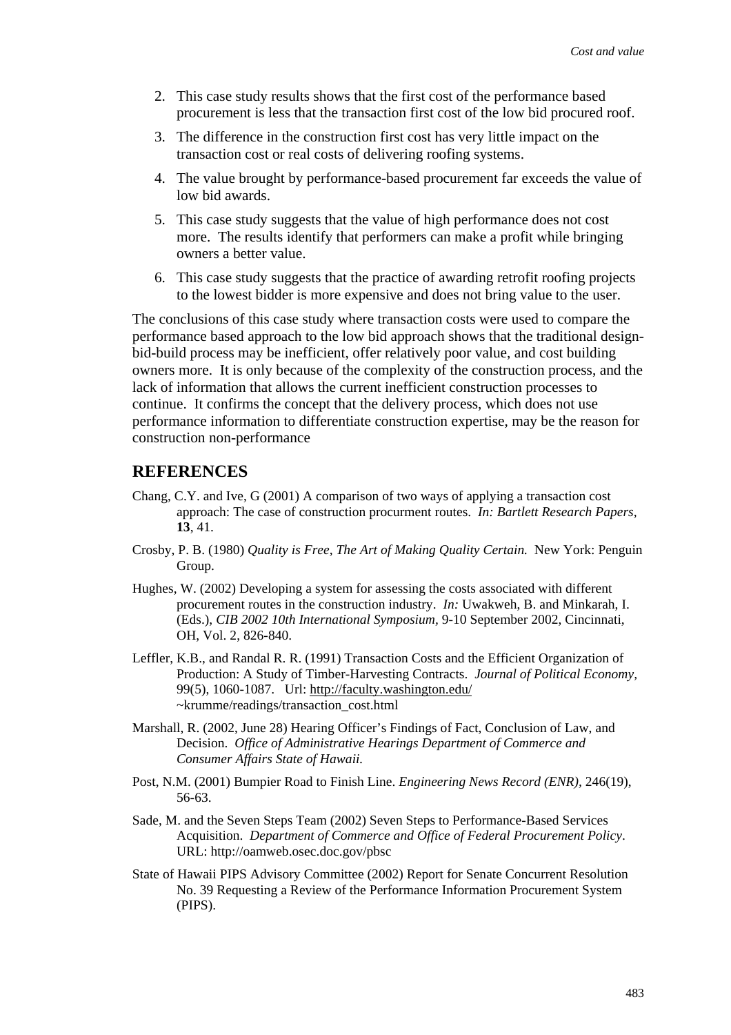2. This case study results shows that the first cost of the performance based procurement is less that the transaction first cost of the low bid procured roof.
3. The difference in the construction first cost has very little impact on the transaction cost or real costs of delivering roofing systems.
4. The value brought by performance-based procurement far exceeds the value of low bid awards.
5. This case study suggests that the value of high performance does not cost more. The results identify that performers can make a profit while bringing owners a better value.
6. This case study suggests that the practice of awarding retrofit roofing projects to the lowest bidder is more expensive and does not bring value to the user.

The conclusions of this case study where transaction costs were used to compare the performance based approach to the low bid approach shows that the traditional design-bid-build process may be inefficient, offer relatively poor value, and cost building owners more. It is only because of the complexity of the construction process, and the lack of information that allows the current inefficient construction processes to continue. It confirms the concept that the delivery process, which does not use performance information to differentiate construction expertise, may be the reason for construction non-performance

## REFERENCES

Chang, C.Y. and Ive, G (2001) A comparison of two ways of applying a transaction cost approach: The case of construction procurment routes. *In: Bartlett Research Papers*, **13**, 41.

Crosby, P. B. (1980) *Quality is Free, The Art of Making Quality Certain.* New York: Penguin Group.

Hughes, W. (2002) Developing a system for assessing the costs associated with different procurement routes in the construction industry. *In:* Uwakweh, B. and Minkarah, I. (Eds.), *CIB 2002 10th International Symposium*, 9-10 September 2002, Cincinnati, OH, Vol. 2, 826-840.

Leffler, K.B., and Randal R. R. (1991) Transaction Costs and the Efficient Organization of Production: A Study of Timber-Harvesting Contracts. *Journal of Political Economy*, 99(5), 1060-1087. Url: http://faculty.washington.edu/~krumme/readings/transaction_cost.html

Marshall, R. (2002, June 28) Hearing Officer's Findings of Fact, Conclusion of Law, and Decision. *Office of Administrative Hearings Department of Commerce and Consumer Affairs State of Hawaii.*

Post, N.M. (2001) Bumpier Road to Finish Line. *Engineering News Record (ENR)*, 246(19), 56-63.

Sade, M. and the Seven Steps Team (2002) Seven Steps to Performance-Based Services Acquisition. *Department of Commerce and Office of Federal Procurement Policy*. URL: http://oamweb.osec.doc.gov/pbsc

State of Hawaii PIPS Advisory Committee (2002) Report for Senate Concurrent Resolution No. 39 Requesting a Review of the Performance Information Procurement System (PIPS).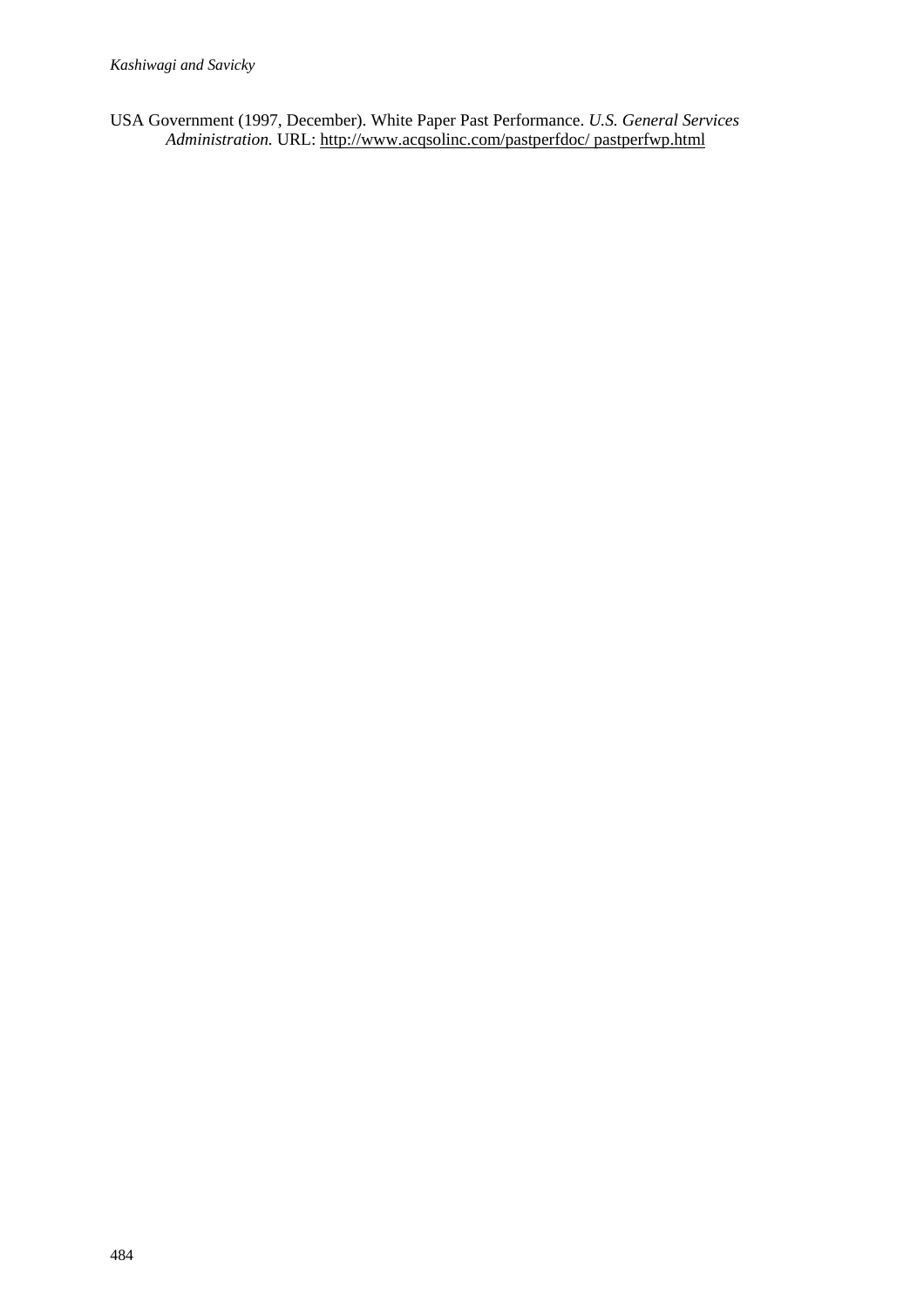USA Government (1997, December). White Paper Past Performance. *U.S. General Services Administration.* URL: http://www.acqsolinc.com/pastperfdoc/ pastperfwp.html